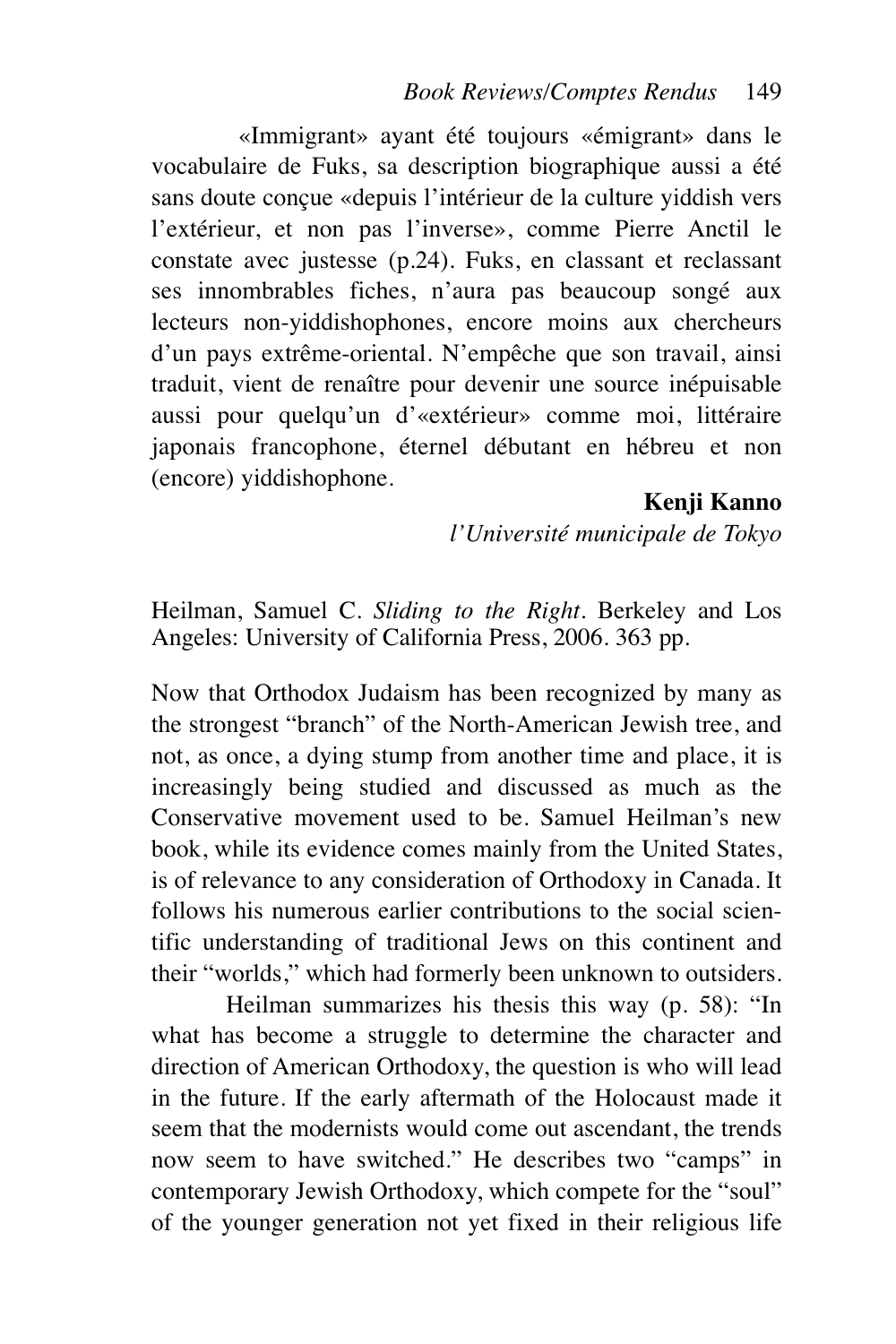«Immigrant» ayant été toujours «émigrant» dans le vocabulaire de Fuks, sa description biographique aussi a été sans doute conçue «depuis l'intérieur de la culture yiddish vers l'extérieur, et non pas l'inverse», comme Pierre Anctil le constate avec justesse (p.24). Fuks, en classant et reclassant ses innombrables fiches, n'aura pas beaucoup songé aux lecteurs non-yiddishophones, encore moins aux chercheurs d'un pays extrême-oriental. N'empêche que son travail, ainsi traduit, vient de renaître pour devenir une source inépuisable aussi pour quelqu'un d'«extérieur» comme moi, littéraire japonais francophone, éternel débutant en hébreu et non (encore) yiddishophone.

**Kenji Kanno**
*l'Université municipale de Tokyo*

Heilman, Samuel C. *Sliding to the Right*. Berkeley and Los Angeles: University of California Press, 2006. 363 pp.

Now that Orthodox Judaism has been recognized by many as the strongest "branch" of the North-American Jewish tree, and not, as once, a dying stump from another time and place, it is increasingly being studied and discussed as much as the Conservative movement used to be. Samuel Heilman's new book, while its evidence comes mainly from the United States, is of relevance to any consideration of Orthodoxy in Canada. It follows his numerous earlier contributions to the social scientific understanding of traditional Jews on this continent and their "worlds," which had formerly been unknown to outsiders.

Heilman summarizes his thesis this way (p. 58): "In what has become a struggle to determine the character and direction of American Orthodoxy, the question is who will lead in the future. If the early aftermath of the Holocaust made it seem that the modernists would come out ascendant, the trends now seem to have switched." He describes two "camps" in contemporary Jewish Orthodoxy, which compete for the "soul" of the younger generation not yet fixed in their religious life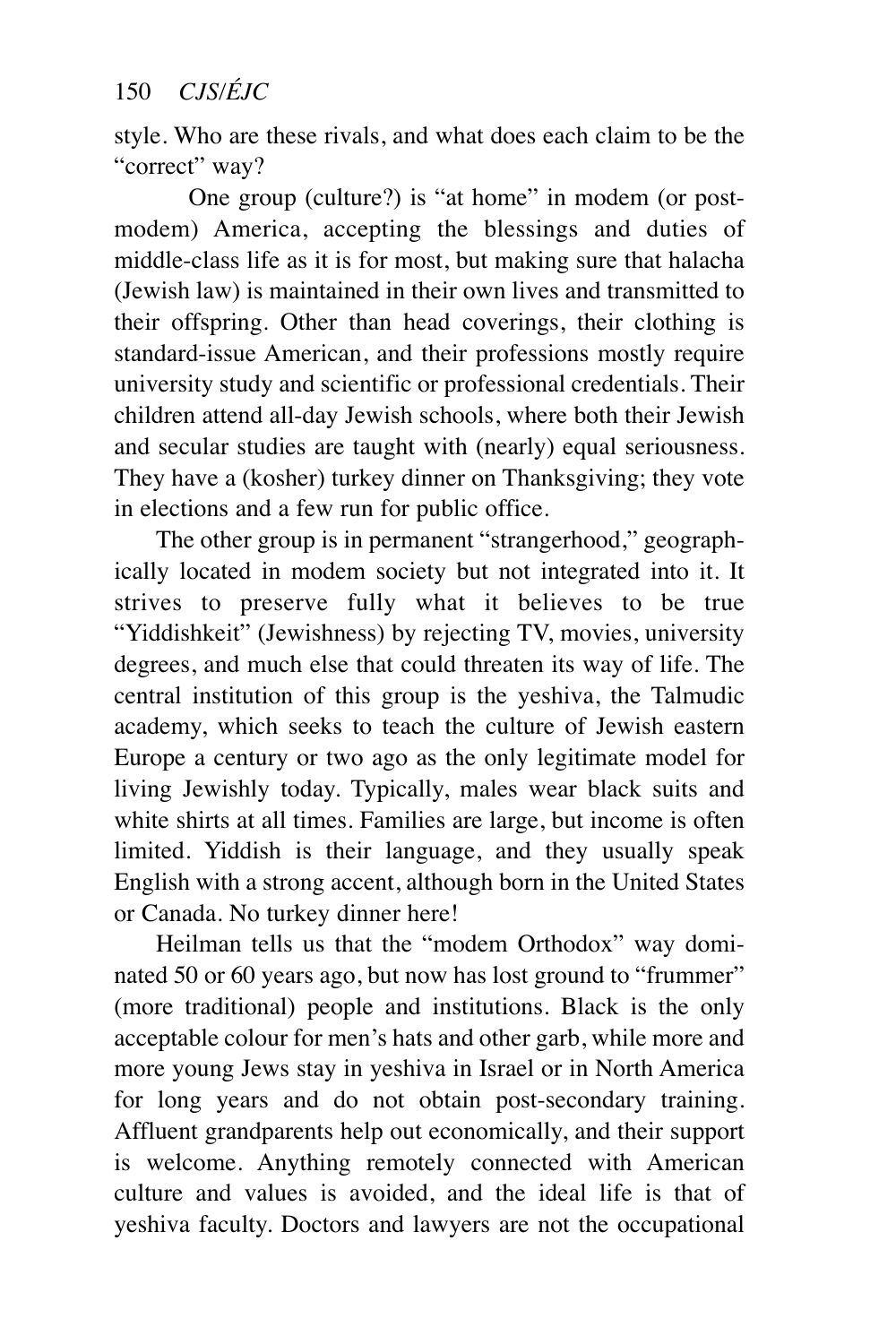style. Who are these rivals, and what does each claim to be the "correct" way?

One group (culture?) is "at home" in modem (or post-modem) America, accepting the blessings and duties of middle-class life as it is for most, but making sure that halacha (Jewish law) is maintained in their own lives and transmitted to their offspring. Other than head coverings, their clothing is standard-issue American, and their professions mostly require university study and scientific or professional credentials. Their children attend all-day Jewish schools, where both their Jewish and secular studies are taught with (nearly) equal seriousness. They have a (kosher) turkey dinner on Thanksgiving; they vote in elections and a few run for public office.

The other group is in permanent "strangerhood," geographically located in modem society but not integrated into it. It strives to preserve fully what it believes to be true "Yiddishkeit" (Jewishness) by rejecting TV, movies, university degrees, and much else that could threaten its way of life. The central institution of this group is the yeshiva, the Talmudic academy, which seeks to teach the culture of Jewish eastern Europe a century or two ago as the only legitimate model for living Jewishly today. Typically, males wear black suits and white shirts at all times. Families are large, but income is often limited. Yiddish is their language, and they usually speak English with a strong accent, although born in the United States or Canada. No turkey dinner here!

Heilman tells us that the "modem Orthodox" way dominated 50 or 60 years ago, but now has lost ground to "frummer" (more traditional) people and institutions. Black is the only acceptable colour for men's hats and other garb, while more and more young Jews stay in yeshiva in Israel or in North America for long years and do not obtain post-secondary training. Affluent grandparents help out economically, and their support is welcome. Anything remotely connected with American culture and values is avoided, and the ideal life is that of yeshiva faculty. Doctors and lawyers are not the occupational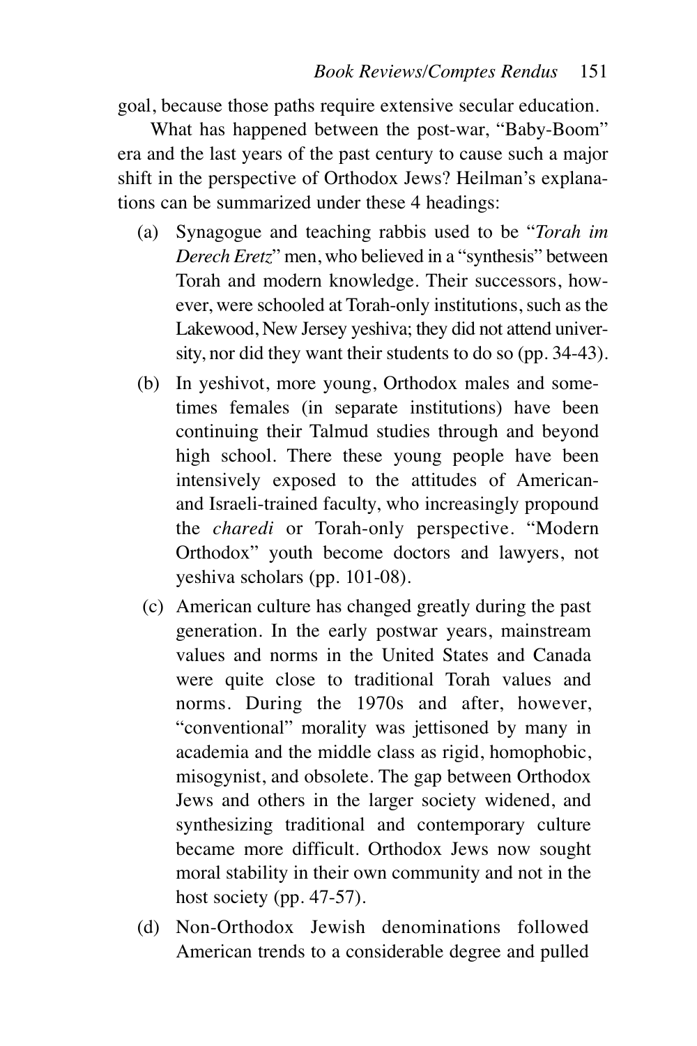goal, because those paths require extensive secular education.

What has happened between the post-war, "Baby-Boom" era and the last years of the past century to cause such a major shift in the perspective of Orthodox Jews? Heilman's explanations can be summarized under these 4 headings:

(a) Synagogue and teaching rabbis used to be "*Torah im Derech Eretz*" men, who believed in a "synthesis" between Torah and modern knowledge. Their successors, however, were schooled at Torah-only institutions, such as the Lakewood, New Jersey yeshiva; they did not attend university, nor did they want their students to do so (pp. 34-43).

(b) In yeshivot, more young, Orthodox males and sometimes females (in separate institutions) have been continuing their Talmud studies through and beyond high school. There these young people have been intensively exposed to the attitudes of American- and Israeli-trained faculty, who increasingly propound the *charedi* or Torah-only perspective. "Modern Orthodox" youth become doctors and lawyers, not yeshiva scholars (pp. 101-08).

(c) American culture has changed greatly during the past generation. In the early postwar years, mainstream values and norms in the United States and Canada were quite close to traditional Torah values and norms. During the 1970s and after, however, "conventional" morality was jettisoned by many in academia and the middle class as rigid, homophobic, misogynist, and obsolete. The gap between Orthodox Jews and others in the larger society widened, and synthesizing traditional and contemporary culture became more difficult. Orthodox Jews now sought moral stability in their own community and not in the host society (pp. 47-57).

(d) Non-Orthodox Jewish denominations followed American trends to a considerable degree and pulled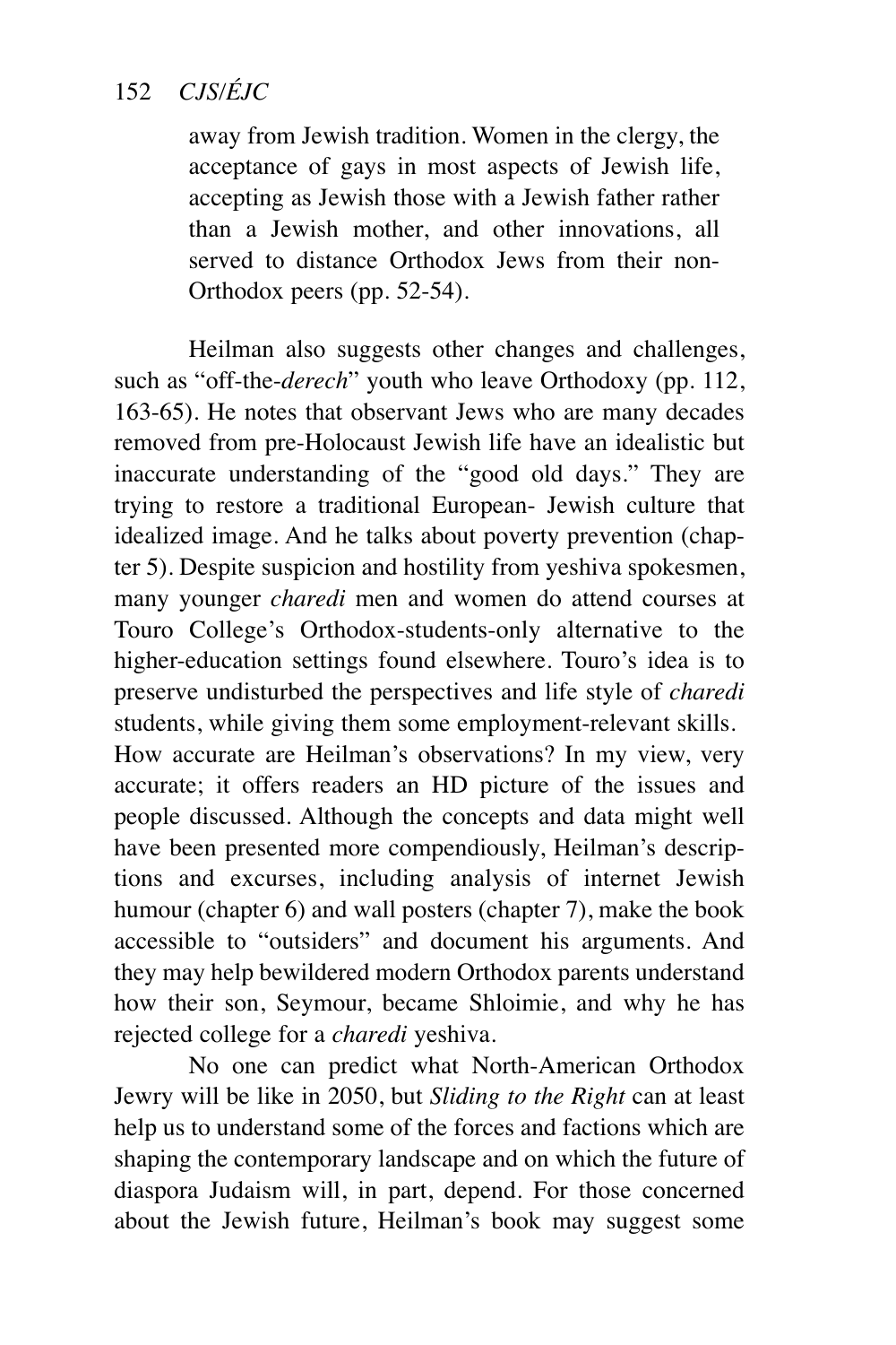away from Jewish tradition. Women in the clergy, the acceptance of gays in most aspects of Jewish life, accepting as Jewish those with a Jewish father rather than a Jewish mother, and other innovations, all served to distance Orthodox Jews from their non-Orthodox peers (pp. 52-54).

Heilman also suggests other changes and challenges, such as "off-the-*derech*" youth who leave Orthodoxy (pp. 112, 163-65). He notes that observant Jews who are many decades removed from pre-Holocaust Jewish life have an idealistic but inaccurate understanding of the "good old days." They are trying to restore a traditional European- Jewish culture that idealized image. And he talks about poverty prevention (chapter 5). Despite suspicion and hostility from yeshiva spokesmen, many younger *charedi* men and women do attend courses at Touro College's Orthodox-students-only alternative to the higher-education settings found elsewhere. Touro's idea is to preserve undisturbed the perspectives and life style of *charedi* students, while giving them some employment-relevant skills. How accurate are Heilman's observations? In my view, very accurate; it offers readers an HD picture of the issues and people discussed. Although the concepts and data might well have been presented more compendiously, Heilman's descriptions and excurses, including analysis of internet Jewish humour (chapter 6) and wall posters (chapter 7), make the book accessible to "outsiders" and document his arguments. And they may help bewildered modern Orthodox parents understand how their son, Seymour, became Shloimie, and why he has rejected college for a *charedi* yeshiva.

No one can predict what North-American Orthodox Jewry will be like in 2050, but *Sliding to the Right* can at least help us to understand some of the forces and factions which are shaping the contemporary landscape and on which the future of diaspora Judaism will, in part, depend. For those concerned about the Jewish future, Heilman's book may suggest some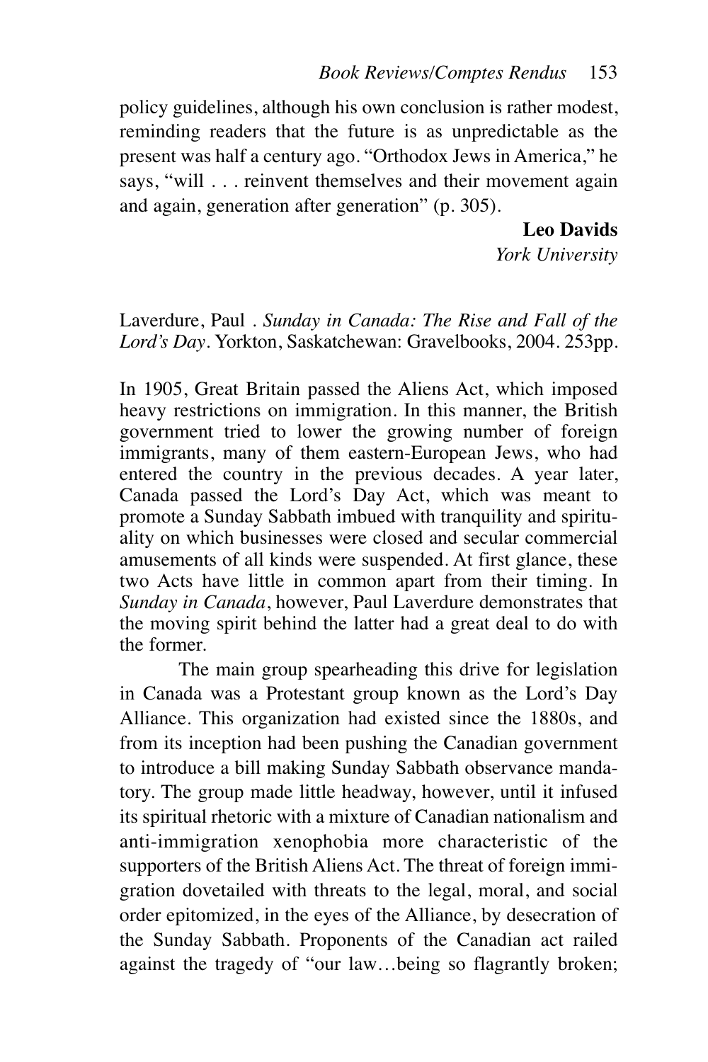policy guidelines, although his own conclusion is rather modest, reminding readers that the future is as unpredictable as the present was half a century ago. "Orthodox Jews in America," he says, "will . . . reinvent themselves and their movement again and again, generation after generation" (p. 305).

**Leo Davids**
*York University*

Laverdure, Paul . *Sunday in Canada: The Rise and Fall of the Lord's Day*. Yorkton, Saskatchewan: Gravelbooks, 2004. 253pp.

In 1905, Great Britain passed the Aliens Act, which imposed heavy restrictions on immigration. In this manner, the British government tried to lower the growing number of foreign immigrants, many of them eastern-European Jews, who had entered the country in the previous decades. A year later, Canada passed the Lord's Day Act, which was meant to promote a Sunday Sabbath imbued with tranquility and spirituality on which businesses were closed and secular commercial amusements of all kinds were suspended. At first glance, these two Acts have little in common apart from their timing. In *Sunday in Canada*, however, Paul Laverdure demonstrates that the moving spirit behind the latter had a great deal to do with the former.

The main group spearheading this drive for legislation in Canada was a Protestant group known as the Lord's Day Alliance. This organization had existed since the 1880s, and from its inception had been pushing the Canadian government to introduce a bill making Sunday Sabbath observance mandatory. The group made little headway, however, until it infused its spiritual rhetoric with a mixture of Canadian nationalism and anti-immigration xenophobia more characteristic of the supporters of the British Aliens Act. The threat of foreign immigration dovetailed with threats to the legal, moral, and social order epitomized, in the eyes of the Alliance, by desecration of the Sunday Sabbath. Proponents of the Canadian act railed against the tragedy of "our law…being so flagrantly broken;